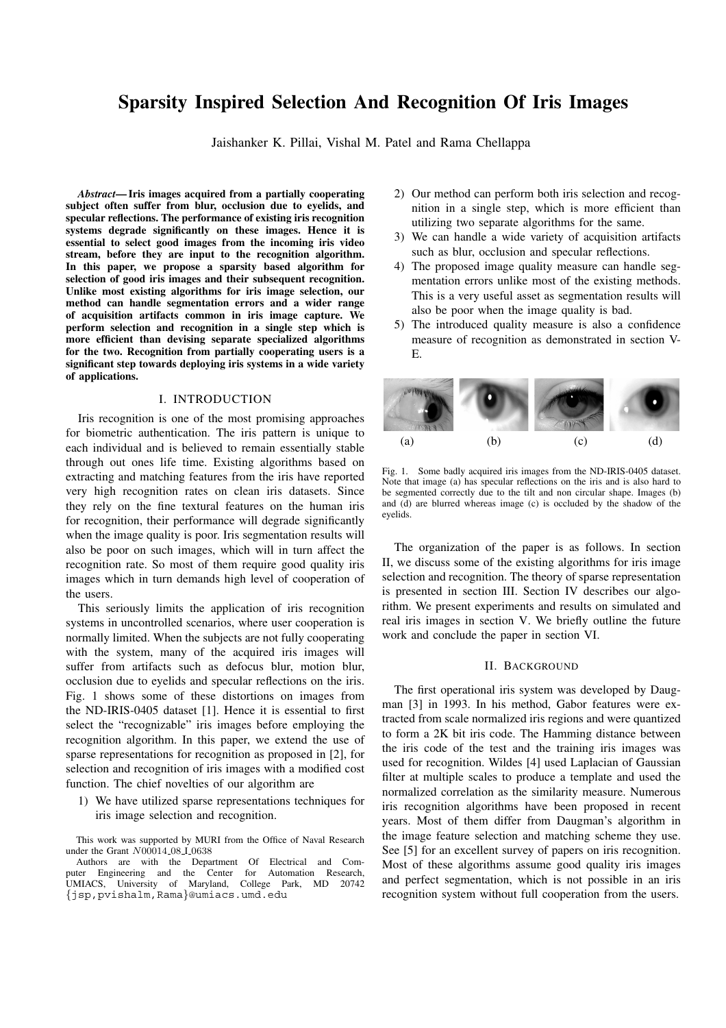# Sparsity Inspired Selection And Recognition Of Iris Images

Jaishanker K. Pillai, Vishal M. Patel and Rama Chellappa

***Abstract*— Iris images acquired from a partially cooperating subject often suffer from blur, occlusion due to eyelids, and specular reflections. The performance of existing iris recognition systems degrade significantly on these images. Hence it is essential to select good images from the incoming iris video stream, before they are input to the recognition algorithm. In this paper, we propose a sparsity based algorithm for selection of good iris images and their subsequent recognition. Unlike most existing algorithms for iris image selection, our method can handle segmentation errors and a wider range of acquisition artifacts common in iris image capture. We perform selection and recognition in a single step which is more efficient than devising separate specialized algorithms for the two. Recognition from partially cooperating users is a significant step towards deploying iris systems in a wide variety of applications.**

## I. INTRODUCTION

Iris recognition is one of the most promising approaches for biometric authentication. The iris pattern is unique to each individual and is believed to remain essentially stable through out ones life time. Existing algorithms based on extracting and matching features from the iris have reported very high recognition rates on clean iris datasets. Since they rely on the fine textural features on the human iris for recognition, their performance will degrade significantly when the image quality is poor. Iris segmentation results will also be poor on such images, which will in turn affect the recognition rate. So most of them require good quality iris images which in turn demands high level of cooperation of the users.

This seriously limits the application of iris recognition systems in uncontrolled scenarios, where user cooperation is normally limited. When the subjects are not fully cooperating with the system, many of the acquired iris images will suffer from artifacts such as defocus blur, motion blur, occlusion due to eyelids and specular reflections on the iris. Fig. 1 shows some of these distortions on images from the ND-IRIS-0405 dataset [1]. Hence it is essential to first select the "recognizable" iris images before employing the recognition algorithm. In this paper, we extend the use of sparse representations for recognition as proposed in [2], for selection and recognition of iris images with a modified cost function. The chief novelties of our algorithm are

1) We have utilized sparse representations techniques for iris image selection and recognition.
2) Our method can perform both iris selection and recognition in a single step, which is more efficient than utilizing two separate algorithms for the same.
3) We can handle a wide variety of acquisition artifacts such as blur, occlusion and specular reflections.
4) The proposed image quality measure can handle segmentation errors unlike most of the existing methods. This is a very useful asset as segmentation results will also be poor when the image quality is bad.
5) The introduced quality measure is also a confidence measure of recognition as demonstrated in section V-E.

(a) (b) (c) (d)

Fig. 1. Some badly acquired iris images from the ND-IRIS-0405 dataset. Note that image (a) has specular reflections on the iris and is also hard to be segmented correctly due to the tilt and non circular shape. Images (b) and (d) are blurred whereas image (c) is occluded by the shadow of the eyelids.

The organization of the paper is as follows. In section II, we discuss some of the existing algorithms for iris image selection and recognition. The theory of sparse representation is presented in section III. Section IV describes our algorithm. We present experiments and results on simulated and real iris images in section V. We briefly outline the future work and conclude the paper in section VI.

## II. BACKGROUND

The first operational iris system was developed by Daugman [3] in 1993. In his method, Gabor features were extracted from scale normalized iris regions and were quantized to form a 2K bit iris code. The Hamming distance between the iris code of the test and the training iris images was used for recognition. Wildes [4] used Laplacian of Gaussian filter at multiple scales to produce a template and used the normalized correlation as the similarity measure. Numerous iris recognition algorithms have been proposed in recent years. Most of them differ from Daugman's algorithm in the image feature selection and matching scheme they use. See [5] for an excellent survey of papers on iris recognition. Most of these algorithms assume good quality iris images and perfect segmentation, which is not possible in an iris recognition system without full cooperation from the users.

This work was supported by MURI from the Office of Naval Research under the Grant $N00014\_08\_I\_0638$

Authors are with the Department Of Electrical and Computer Engineering and the Center for Automation Research, UMIACS, University of Maryland, College Park, MD 20742 {jsp,pvishalm,Rama}@umiacs.umd.edu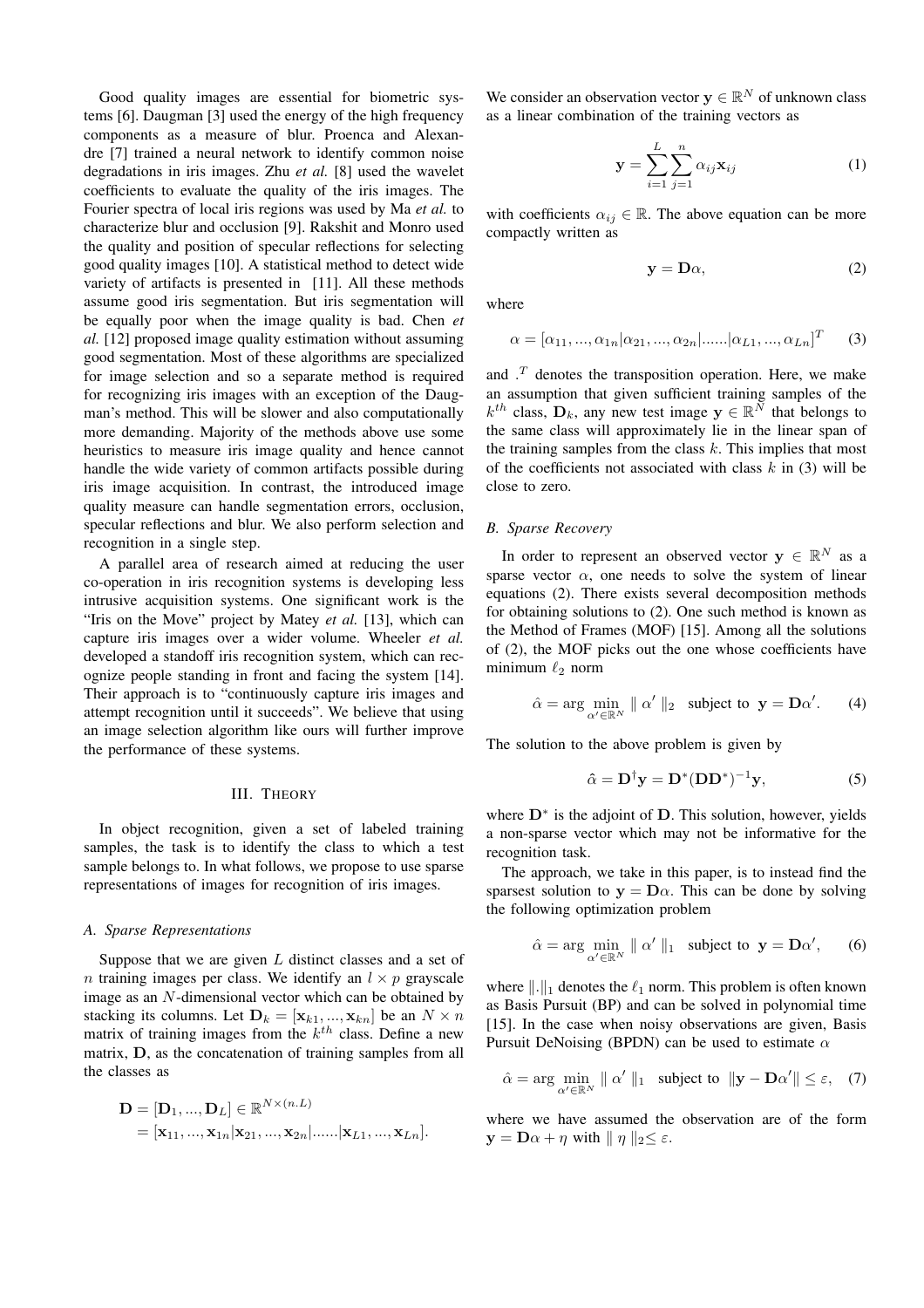Good quality images are essential for biometric systems [6]. Daugman [3] used the energy of the high frequency components as a measure of blur. Proenca and Alexandre [7] trained a neural network to identify common noise degradations in iris images. Zhu *et al.* [8] used the wavelet coefficients to evaluate the quality of the iris images. The Fourier spectra of local iris regions was used by Ma *et al.* to characterize blur and occlusion [9]. Rakshit and Monro used the quality and position of specular reflections for selecting good quality images [10]. A statistical method to detect wide variety of artifacts is presented in [11]. All these methods assume good iris segmentation. But iris segmentation will be equally poor when the image quality is bad. Chen *et al.* [12] proposed image quality estimation without assuming good segmentation. Most of these algorithms are specialized for image selection and so a separate method is required for recognizing iris images with an exception of the Daugman's method. This will be slower and also computationally more demanding. Majority of the methods above use some heuristics to measure iris image quality and hence cannot handle the wide variety of common artifacts possible during iris image acquisition. In contrast, the introduced image quality measure can handle segmentation errors, occlusion, specular reflections and blur. We also perform selection and recognition in a single step.

A parallel area of research aimed at reducing the user co-operation in iris recognition systems is developing less intrusive acquisition systems. One significant work is the "Iris on the Move" project by Matey *et al.* [13], which can capture iris images over a wider volume. Wheeler *et al.* developed a standoff iris recognition system, which can recognize people standing in front and facing the system [14]. Their approach is to "continuously capture iris images and attempt recognition until it succeeds". We believe that using an image selection algorithm like ours will further improve the performance of these systems.

## III. Theory

In object recognition, given a set of labeled training samples, the task is to identify the class to which a test sample belongs to. In what follows, we propose to use sparse representations of images for recognition of iris images.

### A. Sparse Representations

Suppose that we are given $L$ distinct classes and a set of $n$ training images per class. We identify an $l \times p$ grayscale image as an $N$-dimensional vector which can be obtained by stacking its columns. Let $\mathbf{D}_k = [\mathbf{x}_{k1}, ..., \mathbf{x}_{kn}]$ be an $N \times n$ matrix of training images from the $k^{th}$ class. Define a new matrix, $\mathbf{D}$, as the concatenation of training samples from all the classes as

$$
\begin{aligned}
\mathbf{D} &= [\mathbf{D}_1, ..., \mathbf{D}_L] \in \mathbb{R}^{N \times (n.L)} \\
&= [\mathbf{x}_{11}, ..., \mathbf{x}_{1n} | \mathbf{x}_{21}, ..., \mathbf{x}_{2n} | ...... | \mathbf{x}_{L1}, ..., \mathbf{x}_{Ln}].
\end{aligned}
$$

We consider an observation vector $\mathbf{y} \in \mathbb{R}^N$ of unknown class as a linear combination of the training vectors as

$$
\mathbf{y} = \sum_{i=1}^{L} \sum_{j=1}^{n} \alpha_{ij} \mathbf{x}_{ij} \tag{1}
$$

with coefficients $\alpha_{ij} \in \mathbb{R}$. The above equation can be more compactly written as

$$
\mathbf{y} = \mathbf{D}\alpha, \tag{2}
$$

where

$$
\alpha = [\alpha_{11}, ..., \alpha_{1n} | \alpha_{21}, ..., \alpha_{2n} | ...... | \alpha_{L1}, ..., \alpha_{Ln}]^T \tag{3}
$$

and $.^T$ denotes the transposition operation. Here, we make an assumption that given sufficient training samples of the $k^{th}$ class, $\mathbf{D}_k$, any new test image $\mathbf{y} \in \mathbb{R}^N$ that belongs to the same class will approximately lie in the linear span of the training samples from the class $k$. This implies that most of the coefficients not associated with class $k$ in (3) will be close to zero.

### B. Sparse Recovery

In order to represent an observed vector $\mathbf{y} \in \mathbb{R}^N$ as a sparse vector $\alpha$, one needs to solve the system of linear equations (2). There exists several decomposition methods for obtaining solutions to (2). One such method is known as the Method of Frames (MOF) [15]. Among all the solutions of (2), the MOF picks out the one whose coefficients have minimum $\ell_2$ norm

$$
\hat{\alpha} = \arg \min_{\alpha' \in \mathbb{R}^N} \| \alpha' \|_2 \ \text{ subject to } \ \mathbf{y} = \mathbf{D}\alpha'. \tag{4}
$$

The solution to the above problem is given by

$$
\hat{\alpha} = \mathbf{D}^{\dagger}\mathbf{y} = \mathbf{D}^{*}(\mathbf{D}\mathbf{D}^{*})^{-1}\mathbf{y}, \tag{5}
$$

where $\mathbf{D}^{*}$ is the adjoint of $\mathbf{D}$. This solution, however, yields a non-sparse vector which may not be informative for the recognition task.

The approach, we take in this paper, is to instead find the sparsest solution to $\mathbf{y} = \mathbf{D}\alpha$. This can be done by solving the following optimization problem

$$
\hat{\alpha} = \arg \min_{\alpha' \in \mathbb{R}^N} \| \alpha' \|_1 \ \text{ subject to } \ \mathbf{y} = \mathbf{D}\alpha', \tag{6}
$$

where $\|.\|_1$ denotes the $\ell_1$ norm. This problem is often known as Basis Pursuit (BP) and can be solved in polynomial time [15]. In the case when noisy observations are given, Basis Pursuit DeNoising (BPDN) can be used to estimate $\alpha$

$$
\hat{\alpha} = \arg \min_{\alpha' \in \mathbb{R}^N} \| \alpha' \|_1 \ \text{ subject to } \ \|\mathbf{y} - \mathbf{D}\alpha'\| \leq \varepsilon, \tag{7}
$$

where we have assumed the observation are of the form $\mathbf{y} = \mathbf{D}\alpha + \eta$ with $\| \eta \|_2 \leq \varepsilon$.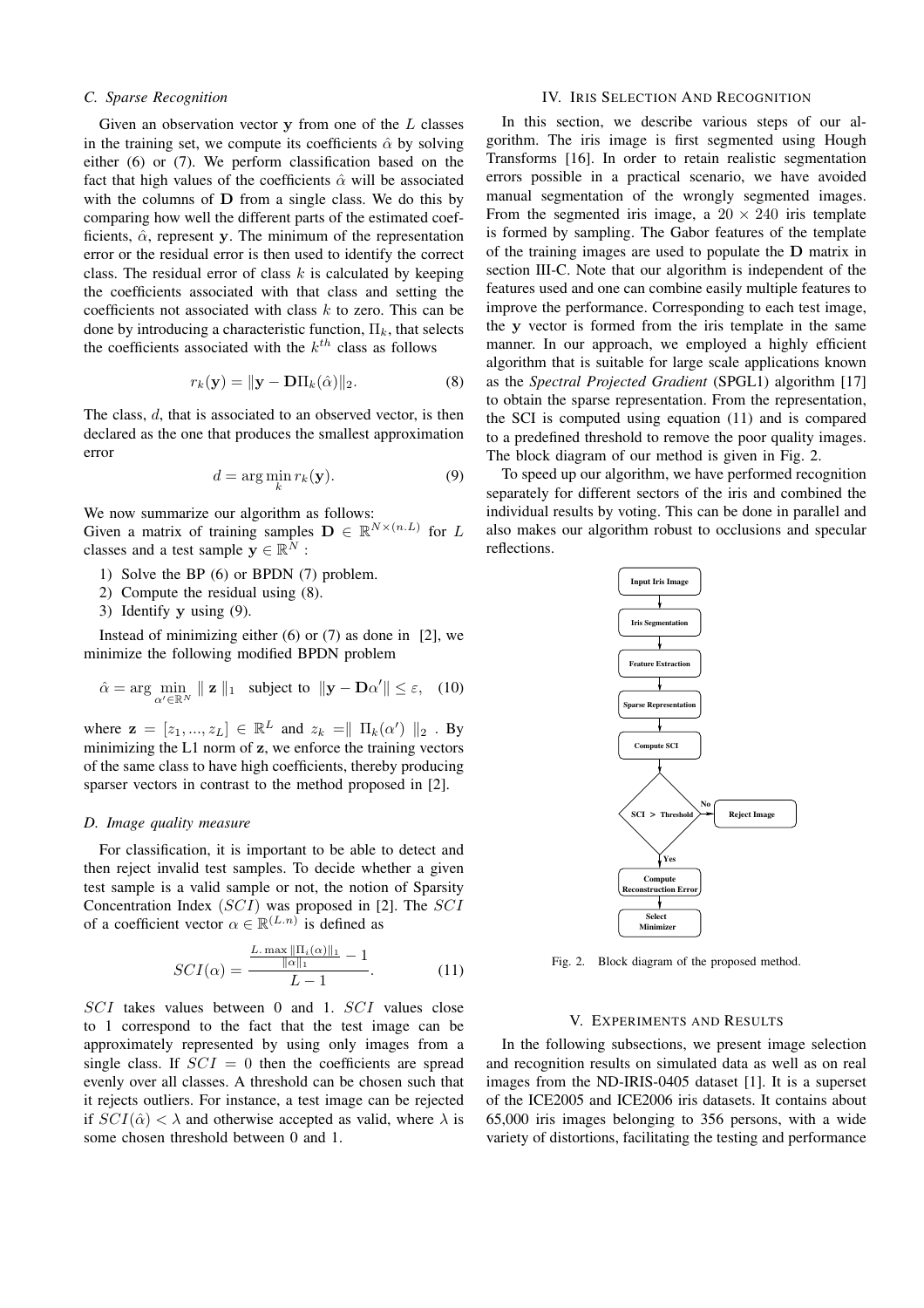### C. Sparse Recognition

Given an observation vector $\mathbf{y}$ from one of the $L$ classes in the training set, we compute its coefficients $\hat{\alpha}$ by solving either (6) or (7). We perform classification based on the fact that high values of the coefficients $\hat{\alpha}$ will be associated with the columns of $\mathbf{D}$ from a single class. We do this by comparing how well the different parts of the estimated coefficients, $\hat{\alpha}$, represent $\mathbf{y}$. The minimum of the representation error or the residual error is then used to identify the correct class. The residual error of class $k$ is calculated by keeping the coefficients associated with that class and setting the coefficients not associated with class $k$ to zero. This can be done by introducing a characteristic function, $\Pi_k$, that selects the coefficients associated with the $k^{th}$ class as follows

$$r_k(\mathbf{y}) = \|\mathbf{y} - \mathbf{D}\Pi_k(\hat{\alpha})\|_2. \quad (8)$$

The class, $d$, that is associated to an observed vector, is then declared as the one that produces the smallest approximation error

$$d = \arg\min_k r_k(\mathbf{y}). \quad (9)$$

We now summarize our algorithm as follows:
Given a matrix of training samples $\mathbf{D} \in \mathbb{R}^{N \times (n.L)}$ for $L$ classes and a test sample $\mathbf{y} \in \mathbb{R}^N$ :

1) Solve the BP (6) or BPDN (7) problem.
2) Compute the residual using (8).
3) Identify $\mathbf{y}$ using (9).

Instead of minimizing either (6) or (7) as done in [2], we minimize the following modified BPDN problem

$$\hat{\alpha} = \arg\min_{\alpha' \in \mathbb{R}^N} \| \mathbf{z} \|_1 \quad \text{subject to} \quad \|\mathbf{y} - \mathbf{D}\alpha'\| \leq \varepsilon, \quad (10)$$

where $\mathbf{z} = [z_1, ..., z_L] \in \mathbb{R}^L$ and $z_k = \| \Pi_k(\alpha') \|_2$ . By minimizing the L1 norm of $\mathbf{z}$, we enforce the training vectors of the same class to have high coefficients, thereby producing sparser vectors in contrast to the method proposed in [2].

### D. Image quality measure

For classification, it is important to be able to detect and then reject invalid test samples. To decide whether a given test sample is a valid sample or not, the notion of Sparsity Concentration Index $(SCI)$ was proposed in [2]. The $SCI$ of a coefficient vector $\alpha \in \mathbb{R}^{(L.n)}$ is defined as

$$SCI(\alpha) = \frac{\frac{L.\max \|\Pi_i(\alpha)\|_1}{\|\alpha\|_1} - 1}{L - 1}. \quad (11)$$

$SCI$ takes values between 0 and 1. $SCI$ values close to 1 correspond to the fact that the test image can be approximately represented by using only images from a single class. If $SCI = 0$ then the coefficients are spread evenly over all classes. A threshold can be chosen such that it rejects outliers. For instance, a test image can be rejected if $SCI(\hat{\alpha}) < \lambda$ and otherwise accepted as valid, where $\lambda$ is some chosen threshold between 0 and 1.

## IV. Iris Selection And Recognition

In this section, we describe various steps of our algorithm. The iris image is first segmented using Hough Transforms [16]. In order to retain realistic segmentation errors possible in a practical scenario, we have avoided manual segmentation of the wrongly segmented images. From the segmented iris image, a $20 \times 240$ iris template is formed by sampling. The Gabor features of the template of the training images are used to populate the $\mathbf{D}$ matrix in section III-C. Note that our algorithm is independent of the features used and one can combine easily multiple features to improve the performance. Corresponding to each test image, the $\mathbf{y}$ vector is formed from the iris template in the same manner. In our approach, we employed a highly efficient algorithm that is suitable for large scale applications known as the *Spectral Projected Gradient* (SPGL1) algorithm [17] to obtain the sparse representation. From the representation, the SCI is computed using equation (11) and is compared to a predefined threshold to remove the poor quality images. The block diagram of our method is given in Fig. 2.

To speed up our algorithm, we have performed recognition separately for different sectors of the iris and combined the individual results by voting. This can be done in parallel and also makes our algorithm robust to occlusions and specular reflections.

Input Iris Image → Iris Segmentation → Feature Extraction → Sparse Representation → Compute SCI → SCI > Threshold (No: Reject Image; Yes: Compute Reconstruction Error → Select Minimizer)

Fig. 2. Block diagram of the proposed method.

## V. Experiments and Results

In the following subsections, we present image selection and recognition results on simulated data as well as on real images from the ND-IRIS-0405 dataset [1]. It is a superset of the ICE2005 and ICE2006 iris datasets. It contains about 65,000 iris images belonging to 356 persons, with a wide variety of distortions, facilitating the testing and performance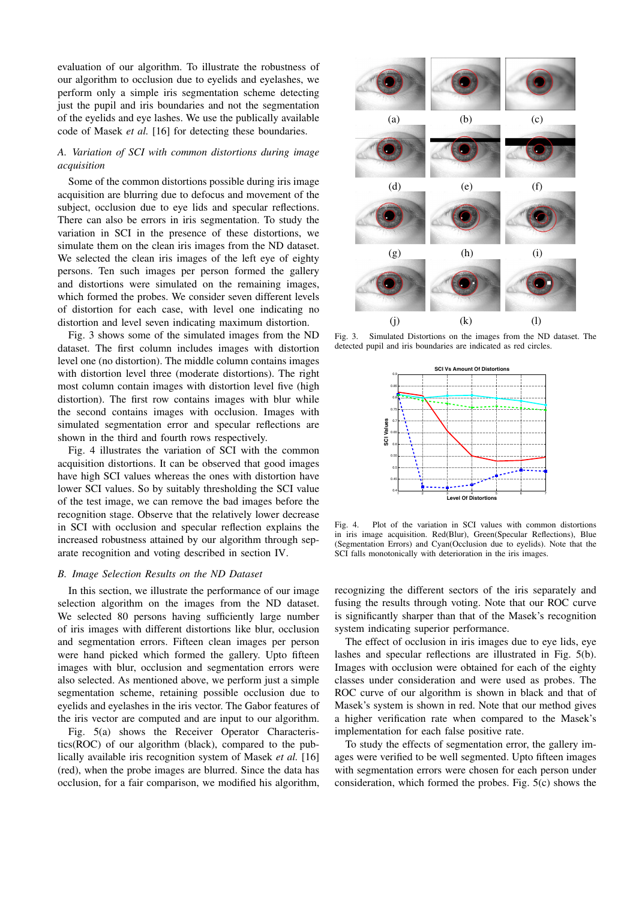evaluation of our algorithm. To illustrate the robustness of our algorithm to occlusion due to eyelids and eyelashes, we perform only a simple iris segmentation scheme detecting just the pupil and iris boundaries and not the segmentation of the eyelids and eye lashes. We use the publically available code of Masek *et al.* [16] for detecting these boundaries.

### *A. Variation of SCI with common distortions during image acquisition*

Some of the common distortions possible during iris image acquisition are blurring due to defocus and movement of the subject, occlusion due to eye lids and specular reflections. There can also be errors in iris segmentation. To study the variation in SCI in the presence of these distortions, we simulate them on the clean iris images from the ND dataset. We selected the clean iris images of the left eye of eighty persons. Ten such images per person formed the gallery and distortions were simulated on the remaining images, which formed the probes. We consider seven different levels of distortion for each case, with level one indicating no distortion and level seven indicating maximum distortion.

Fig. 3 shows some of the simulated images from the ND dataset. The first column includes images with distortion level one (no distortion). The middle column contains images with distortion level three (moderate distortions). The right most column contain images with distortion level five (high distortion). The first row contains images with blur while the second contains images with occlusion. Images with simulated segmentation error and specular reflections are shown in the third and fourth rows respectively.

Fig. 4 illustrates the variation of SCI with the common acquisition distortions. It can be observed that good images have high SCI values whereas the ones with distortion have lower SCI values. So by suitably thresholding the SCI value of the test image, we can remove the bad images before the recognition stage. Observe that the relatively lower decrease in SCI with occlusion and specular reflection explains the increased robustness attained by our algorithm through separate recognition and voting described in section IV.

### *B. Image Selection Results on the ND Dataset*

In this section, we illustrate the performance of our image selection algorithm on the images from the ND dataset. We selected 80 persons having sufficiently large number of iris images with different distortions like blur, occlusion and segmentation errors. Fifteen clean images per person were hand picked which formed the gallery. Upto fifteen images with blur, occlusion and segmentation errors were also selected. As mentioned above, we perform just a simple segmentation scheme, retaining possible occlusion due to eyelids and eyelashes in the iris vector. The Gabor features of the iris vector are computed and are input to our algorithm.

Fig. 5(a) shows the Receiver Operator Characteristics(ROC) of our algorithm (black), compared to the publically available iris recognition system of Masek *et al.* [16] (red), when the probe images are blurred. Since the data has occlusion, for a fair comparison, we modified his algorithm, recognizing the different sectors of the iris separately and fusing the results through voting. Note that our ROC curve is significantly sharper than that of the Masek's recognition system indicating superior performance.

The effect of occlusion in iris images due to eye lids, eye lashes and specular reflections are illustrated in Fig. 5(b). Images with occlusion were obtained for each of the eighty classes under consideration and were used as probes. The ROC curve of our algorithm is shown in black and that of Masek's system is shown in red. Note that our method gives a higher verification rate when compared to the Masek's implementation for each false positive rate.

To study the effects of segmentation error, the gallery images were verified to be well segmented. Upto fifteen images with segmentation errors were chosen for each person under consideration, which formed the probes. Fig. 5(c) shows the

Fig. 3. Simulated Distortions on the images from the ND dataset. The detected pupil and iris boundaries are indicated as red circles.

Fig. 4. Plot of the variation in SCI values with common distortions in iris image acquisition. Red(Blur), Green(Specular Reflections), Blue (Segmentation Errors) and Cyan(Occlusion due to eyelids). Note that the SCI falls monotonically with deterioration in the iris images.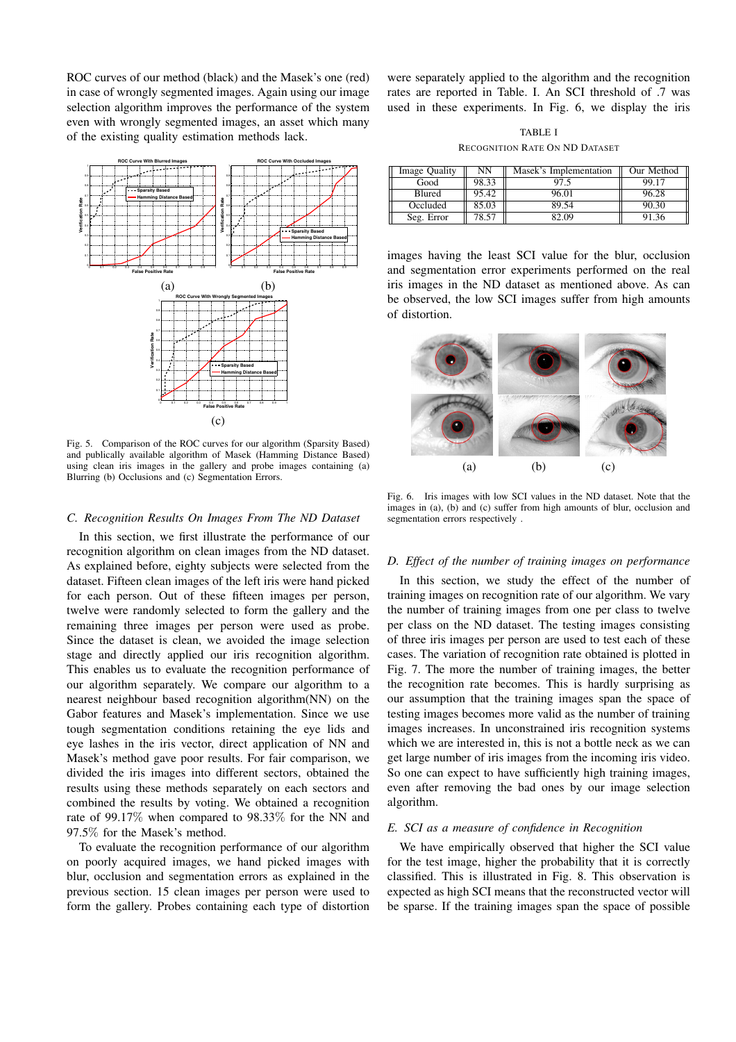ROC curves of our method (black) and the Masek's one (red) in case of wrongly segmented images. Again using our image selection algorithm improves the performance of the system even with wrongly segmented images, an asset which many of the existing quality estimation methods lack.

Fig. 5. Comparison of the ROC curves for our algorithm (Sparsity Based) and publically available algorithm of Masek (Hamming Distance Based) using clean iris images in the gallery and probe images containing (a) Blurring (b) Occlusions and (c) Segmentation Errors.

### C. Recognition Results On Images From The ND Dataset

In this section, we first illustrate the performance of our recognition algorithm on clean images from the ND dataset. As explained before, eighty subjects were selected from the dataset. Fifteen clean images of the left iris were hand picked for each person. Out of these fifteen images per person, twelve were randomly selected to form the gallery and the remaining three images per person were used as probe. Since the dataset is clean, we avoided the image selection stage and directly applied our iris recognition algorithm. This enables us to evaluate the recognition performance of our algorithm separately. We compare our algorithm to a nearest neighbour based recognition algorithm(NN) on the Gabor features and Masek's implementation. Since we use tough segmentation conditions retaining the eye lids and eye lashes in the iris vector, direct application of NN and Masek's method gave poor results. For fair comparison, we divided the iris images into different sectors, obtained the results using these methods separately on each sectors and combined the results by voting. We obtained a recognition rate of 99.17% when compared to 98.33% for the NN and 97.5% for the Masek's method.

To evaluate the recognition performance of our algorithm on poorly acquired images, we hand picked images with blur, occlusion and segmentation errors as explained in the previous section. 15 clean images per person were used to form the gallery. Probes containing each type of distortion were separately applied to the algorithm and the recognition rates are reported in Table. I. An SCI threshold of .7 was used in these experiments. In Fig. 6, we display the iris images having the least SCI value for the blur, occlusion and segmentation error experiments performed on the real iris images in the ND dataset as mentioned above. As can be observed, the low SCI images suffer from high amounts of distortion.

TABLE I
RECOGNITION RATE ON ND DATASET

| Image Quality | NN | Masek's Implementation | Our Method |
|---|---|---|---|
| Good | 98.33 | 97.5 | 99.17 |
| Blured | 95.42 | 96.01 | 96.28 |
| Occluded | 85.03 | 89.54 | 90.30 |
| Seg. Error | 78.57 | 82.09 | 91.36 |

Fig. 6. Iris images with low SCI values in the ND dataset. Note that the images in (a), (b) and (c) suffer from high amounts of blur, occlusion and segmentation errors respectively .

### D. Effect of the number of training images on performance

In this section, we study the effect of the number of training images on recognition rate of our algorithm. We vary the number of training images from one per class to twelve per class on the ND dataset. The testing images consisting of three iris images per person are used to test each of these cases. The variation of recognition rate obtained is plotted in Fig. 7. The more the number of training images, the better the recognition rate becomes. This is hardly surprising as our assumption that the training images span the space of testing images becomes more valid as the number of training images increases. In unconstrained iris recognition systems which we are interested in, this is not a bottle neck as we can get large number of iris images from the incoming iris video. So one can expect to have sufficiently high training images, even after removing the bad ones by our image selection algorithm.

### E. SCI as a measure of confidence in Recognition

We have empirically observed that higher the SCI value for the test image, higher the probability that it is correctly classified. This is illustrated in Fig. 8. This observation is expected as high SCI means that the reconstructed vector will be sparse. If the training images span the space of possible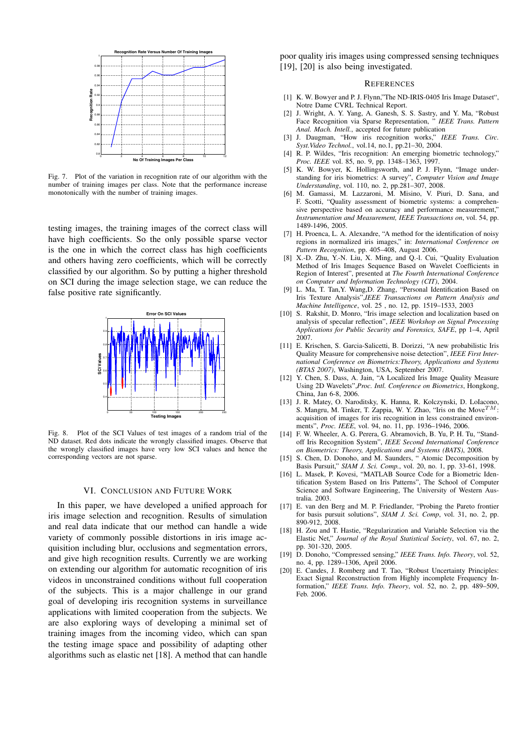Recognition Rate Versus Number Of Training Images

Recognition Rate

No Of Training Images Per Class

Fig. 7. Plot of the variation in recognition rate of our algorithm with the number of training images per class. Note that the performance increase monotonically with the number of training images.

testing images, the training images of the correct class will have high coefficients. So the only possible sparse vector is the one in which the correct class has high coefficients and others having zero coefficients, which will be correctly classified by our algorithm. So by putting a higher threshold on SCI during the image selection stage, we can reduce the false positive rate significantly.

Error On SCI Values

SCI Values

Testing Images

Fig. 8. Plot of the SCI Values of test images of a random trial of the ND dataset. Red dots indicate the wrongly classified images. Observe that the wrongly classified images have very low SCI values and hence the corresponding vectors are not sparse.

## VI. Conclusion and Future Work

In this paper, we have developed a unified approach for iris image selection and recognition. Results of simulation and real data indicate that our method can handle a wide variety of commonly possible distortions in iris image acquisition including blur, occlusions and segmentation errors, and give high recognition results. Currently we are working on extending our algorithm for automatic recognition of iris videos in unconstrained conditions without full cooperation of the subjects. This is a major challenge in our grand goal of developing iris recognition systems in surveillance applications with limited cooperation from the subjects. We are also exploring ways of developing a minimal set of training images from the incoming video, which can span the testing image space and possibility of adapting other algorithms such as elastic net [18]. A method that can handle poor quality iris images using compressed sensing techniques [19], [20] is also being investigated.

## References

[1] K. W. Bowyer and P. J. Flynn,"The ND-IRIS-0405 Iris Image Dataset", Notre Dame CVRL Technical Report.

[2] J. Wright, A. Y. Yang, A. Ganesh, S. S. Sastry, and Y. Ma, "Robust Face Recognition via Sparse Representation, " *IEEE Trans. Pattern Anal. Mach. Intell.*, accepted for future publication

[3] J. Daugman, "How iris recognition works," *IEEE Trans. Circ. Syst.Video Technol.*, vol.14, no.1, pp.21–30, 2004.

[4] R. P. Wildes, "Iris recognition: An emerging biometric technology," *Proc. IEEE* vol. 85, no. 9, pp. 1348–1363, 1997.

[5] K. W. Bowyer, K. Hollingsworth, and P. J. Flynn, "Image understanding for iris biometrics: A survey", *Computer Vision and Image Understanding*, vol. 110, no. 2, pp.281–307, 2008.

[6] M. Gamassi, M. Lazzaroni, M. Misino, V. Piuri, D. Sana, and F. Scotti, "Quality assessment of biometric systems: a comprehensive perspective based on accuracy and performance measurement," *Instrumentation and Measurement, IEEE Transactions on*, vol. 54, pp. 1489-1496, 2005.

[7] H. Proenca, L. A. Alexandre, "A method for the identification of noisy regions in normalized iris images," in: *International Conference on Pattern Recognition*, pp. 405–408, August 2006.

[8] X.-D. Zhu, Y.-N. Liu, X. Ming, and Q.-l. Cui, "Quality Evaluation Method of Iris Images Sequence Based on Wavelet Coefficients in Region of Interest", presented at *The Fourth International Conference on Computer and Information Technology (CIT)*, 2004.

[9] L. Ma, T. Tan,Y. Wang,D. Zhang, "Personal Identification Based on Iris Texture Analysis",*IEEE Transactions on Pattern Analysis and Machine Intelligence*, vol. 25 , no. 12, pp. 1519–1533, 2003

[10] S. Rakshit, D. Monro, "Iris image selection and localization based on analysis of specular reflection", *IEEE Workshop on Signal Processing Applications for Public Security and Forensics, SAFE*, pp 1–4, April 2007.

[11] E. Krischen, S. Garcia-Salicetti, B. Dorizzi, "A new probabilistic Iris Quality Measure for comprehensive noise detection", *IEEE First International Conference on Biometrics:Theory, Applications and Systems (BTAS 2007)*, Washington, USA, September 2007.

[12] Y. Chen, S. Dass, A. Jain, "A Localized Iris Image Quality Measure Using 2D Wavelets",*Proc. Intl. Conference on Biometrics*, Hongkong, China, Jan 6-8, 2006.

[13] J. R. Matey, O. Naroditsky, K. Hanna, R. Kolczynski, D. LoIacono, S. Mangru, M. Tinker, T. Zappia, W. Y. Zhao, "Iris on the Move$^{TM}$: acquisition of images for iris recognition in less constrained environments", *Proc. IEEE*, vol. 94, no. 11, pp. 1936–1946, 2006.

[14] F. W. Wheeler, A. G. Perera, G. Abramovich, B. Yu, P. H. Tu, "Stand-off Iris Recognition System", *IEEE Second International Conference on Biometrics: Theory, Applications and Systems (BATS)*, 2008.

[15] S. Chen, D. Donoho, and M. Saunders, " Atomic Decomposition by Basis Pursuit," *SIAM J. Sci. Comp.*, vol. 20, no. 1, pp. 33-61, 1998.

[16] L. Masek, P. Kovesi, "MATLAB Source Code for a Biometric Identification System Based on Iris Patterns", The School of Computer Science and Software Engineering, The University of Western Australia. 2003.

[17] E. van den Berg and M. P. Friedlander, "Probing the Pareto frontier for basis pursuit solutions", *SIAM J. Sci. Comp*, vol. 31, no. 2, pp. 890-912, 2008.

[18] H. Zou and T. Hastie, "Regularization and Variable Selection via the Elastic Net," *Journal of the Royal Statistical Society*, vol. 67, no. 2, pp. 301-320, 2005.

[19] D. Donoho, "Compressed sensing," *IEEE Trans. Info. Theory*, vol. 52, no. 4, pp. 1289–1306, April 2006.

[20] E. Candes, J. Romberg and T. Tao, "Robust Uncertainty Principles: Exact Signal Reconstruction from Highly incomplete Frequency Information," *IEEE Trans. Info. Theory*, vol. 52, no. 2, pp. 489–509, Feb. 2006.